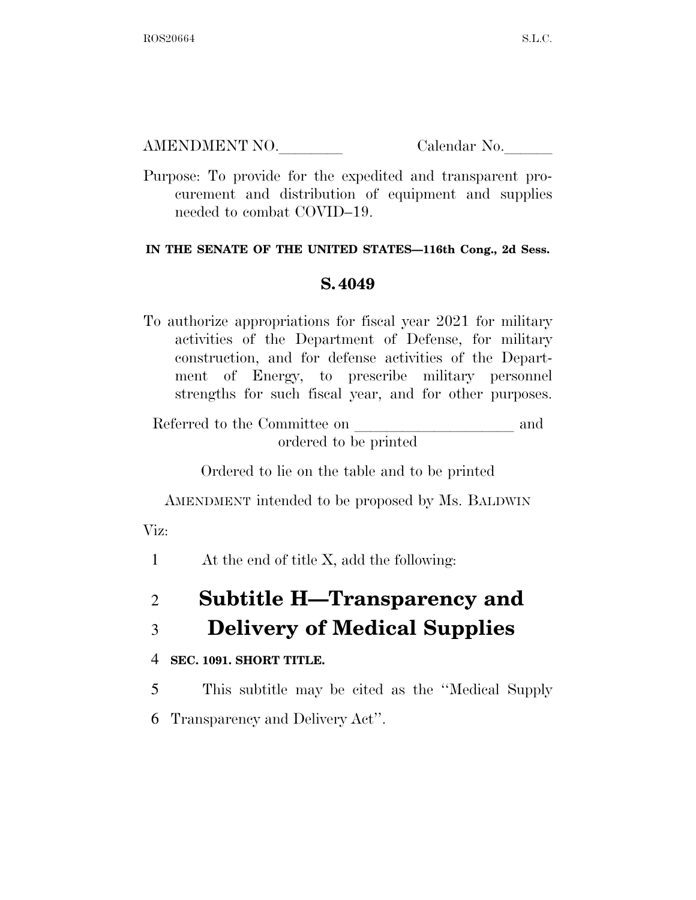AMENDMENT NO.\_\_\_\_\_\_\_\_ Calendar No.\_\_\_\_\_\_

Purpose: To provide for the expedited and transparent procurement and distribution of equipment and supplies needed to combat COVID–19.

**IN THE SENATE OF THE UNITED STATES—116th Cong., 2d Sess.**

**S. 4049**

To authorize appropriations for fiscal year 2021 for military activities of the Department of Defense, for military construction, and for defense activities of the Department of Energy, to prescribe military personnel strengths for such fiscal year, and for other purposes.

Referred to the Committee on \_\_\_\_\_\_\_\_\_\_\_\_\_\_\_\_\_\_\_\_ and ordered to be printed

Ordered to lie on the table and to be printed

AMENDMENT intended to be proposed by Ms. BALDWIN

Viz:

1 At the end of title X, add the following:

# Subtitle H—Transparency and Delivery of Medical Supplies

**SEC. 1091. SHORT TITLE.**

This subtitle may be cited as the "Medical Supply Transparency and Delivery Act".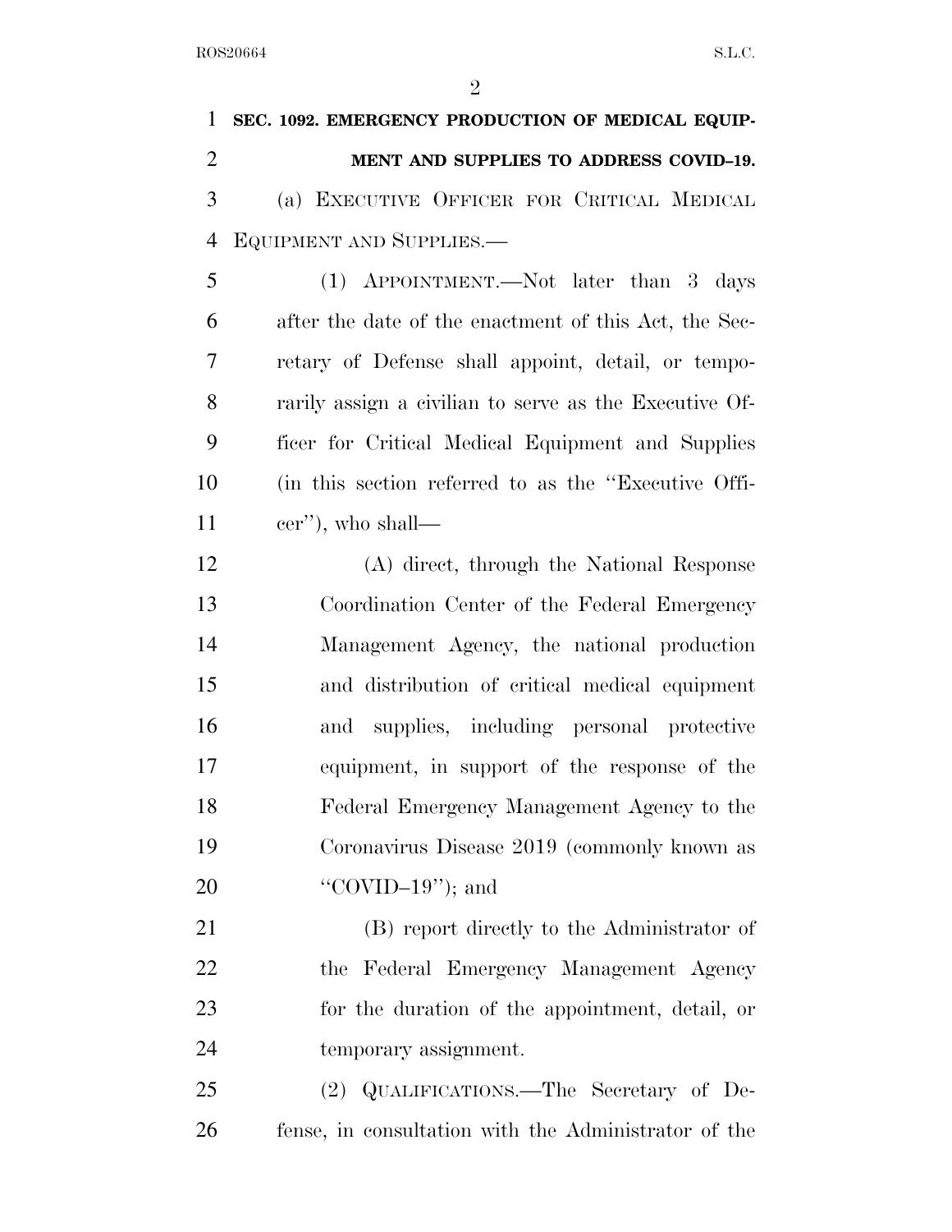**SEC. 1092. EMERGENCY PRODUCTION OF MEDICAL EQUIPMENT AND SUPPLIES TO ADDRESS COVID–19.**

(a) EXECUTIVE OFFICER FOR CRITICAL MEDICAL EQUIPMENT AND SUPPLIES.—

(1) APPOINTMENT.—Not later than 3 days after the date of the enactment of this Act, the Secretary of Defense shall appoint, detail, or temporarily assign a civilian to serve as the Executive Officer for Critical Medical Equipment and Supplies (in this section referred to as the ''Executive Officer''), who shall—

(A) direct, through the National Response Coordination Center of the Federal Emergency Management Agency, the national production and distribution of critical medical equipment and supplies, including personal protective equipment, in support of the response of the Federal Emergency Management Agency to the Coronavirus Disease 2019 (commonly known as ''COVID–19''); and

(B) report directly to the Administrator of the Federal Emergency Management Agency for the duration of the appointment, detail, or temporary assignment.

(2) QUALIFICATIONS.—The Secretary of Defense, in consultation with the Administrator of the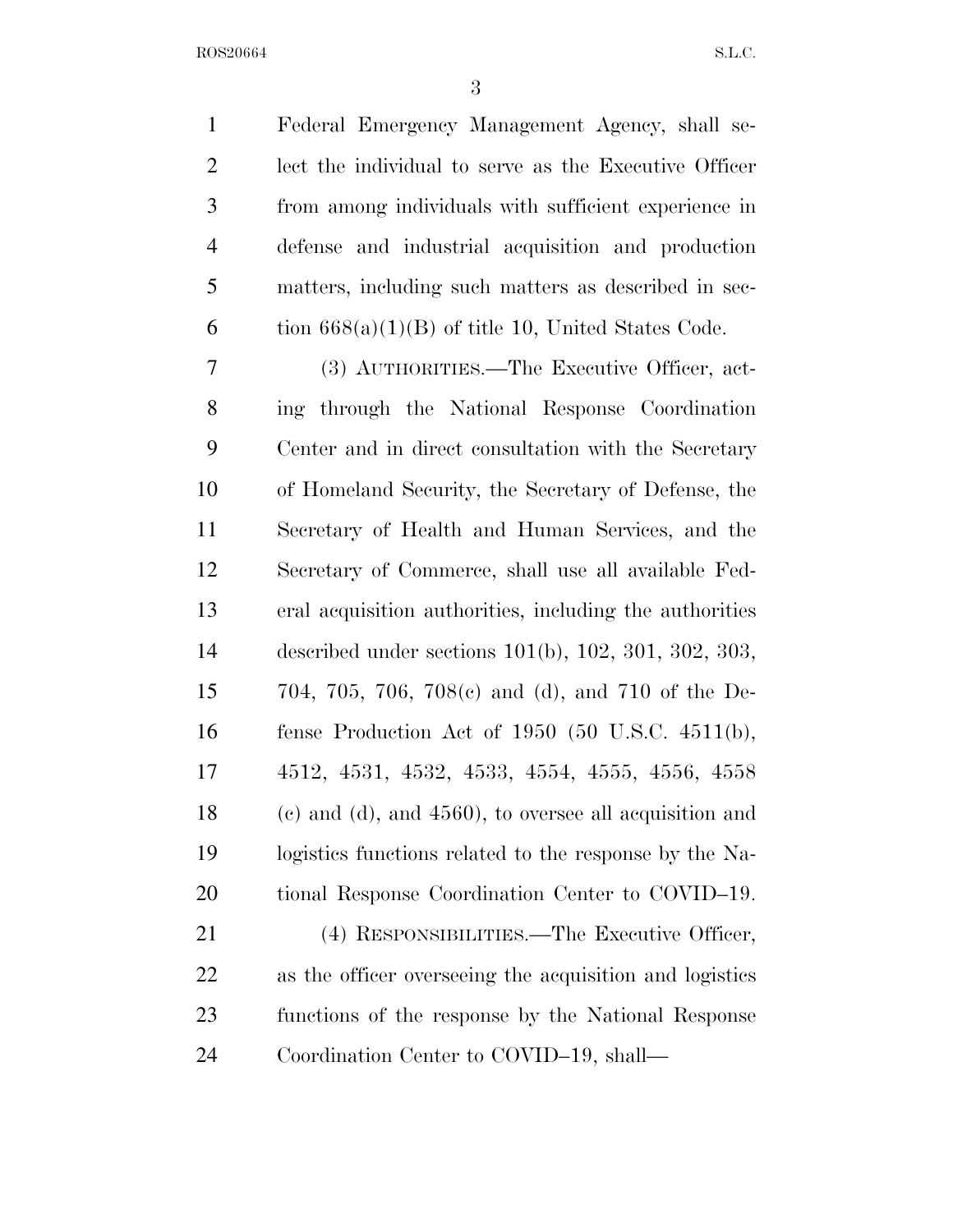Federal Emergency Management Agency, shall select the individual to serve as the Executive Officer from among individuals with sufficient experience in defense and industrial acquisition and production matters, including such matters as described in section 668(a)(1)(B) of title 10, United States Code.

(3) AUTHORITIES.—The Executive Officer, acting through the National Response Coordination Center and in direct consultation with the Secretary of Homeland Security, the Secretary of Defense, the Secretary of Health and Human Services, and the Secretary of Commerce, shall use all available Federal acquisition authorities, including the authorities described under sections 101(b), 102, 301, 302, 303, 704, 705, 706, 708(c) and (d), and 710 of the Defense Production Act of 1950 (50 U.S.C. 4511(b), 4512, 4531, 4532, 4533, 4554, 4555, 4556, 4558 (c) and (d), and 4560), to oversee all acquisition and logistics functions related to the response by the National Response Coordination Center to COVID–19.

(4) RESPONSIBILITIES.—The Executive Officer, as the officer overseeing the acquisition and logistics functions of the response by the National Response Coordination Center to COVID–19, shall—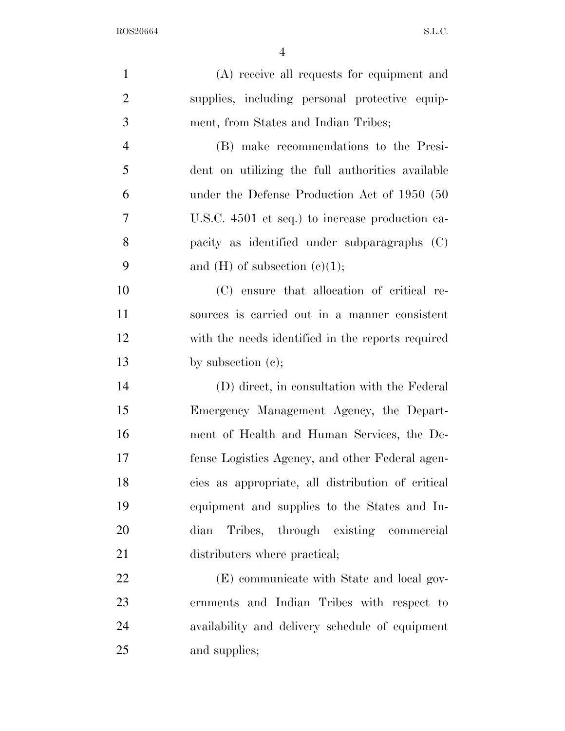(A) receive all requests for equipment and supplies, including personal protective equipment, from States and Indian Tribes;

(B) make recommendations to the President on utilizing the full authorities available under the Defense Production Act of 1950 (50 U.S.C. 4501 et seq.) to increase production capacity as identified under subparagraphs (C) and (H) of subsection (c)(1);

(C) ensure that allocation of critical resources is carried out in a manner consistent with the needs identified in the reports required by subsection (c);

(D) direct, in consultation with the Federal Emergency Management Agency, the Department of Health and Human Services, the Defense Logistics Agency, and other Federal agencies as appropriate, all distribution of critical equipment and supplies to the States and Indian Tribes, through existing commercial distributers where practical;

(E) communicate with State and local governments and Indian Tribes with respect to availability and delivery schedule of equipment and supplies;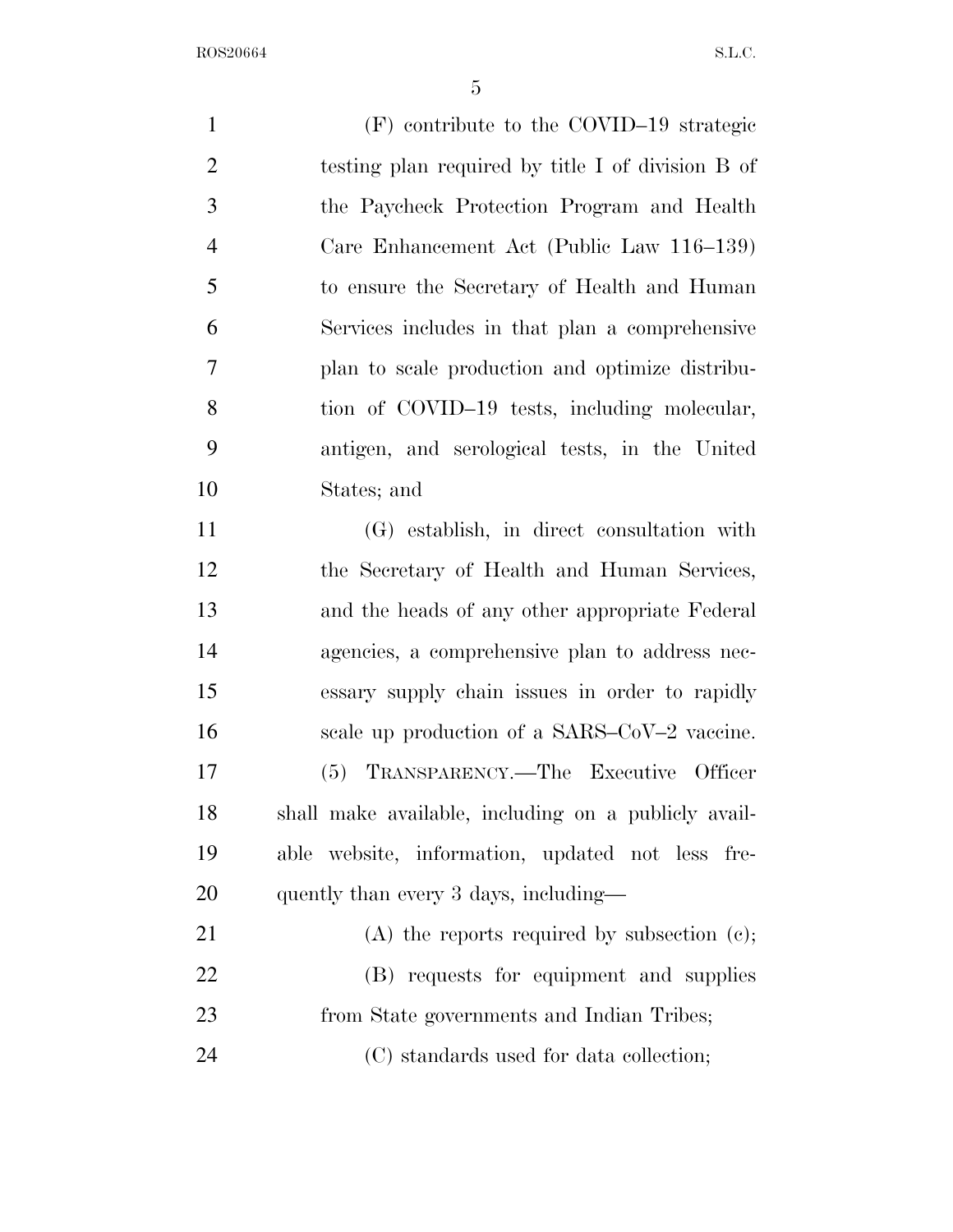(F) contribute to the COVID–19 strategic testing plan required by title I of division B of the Paycheck Protection Program and Health Care Enhancement Act (Public Law 116–139) to ensure the Secretary of Health and Human Services includes in that plan a comprehensive plan to scale production and optimize distribution of COVID–19 tests, including molecular, antigen, and serological tests, in the United States; and

(G) establish, in direct consultation with the Secretary of Health and Human Services, and the heads of any other appropriate Federal agencies, a comprehensive plan to address necessary supply chain issues in order to rapidly scale up production of a SARS–CoV–2 vaccine.

(5) TRANSPARENCY.—The Executive Officer shall make available, including on a publicly available website, information, updated not less frequently than every 3 days, including—

(A) the reports required by subsection (c);

(B) requests for equipment and supplies from State governments and Indian Tribes;

(C) standards used for data collection;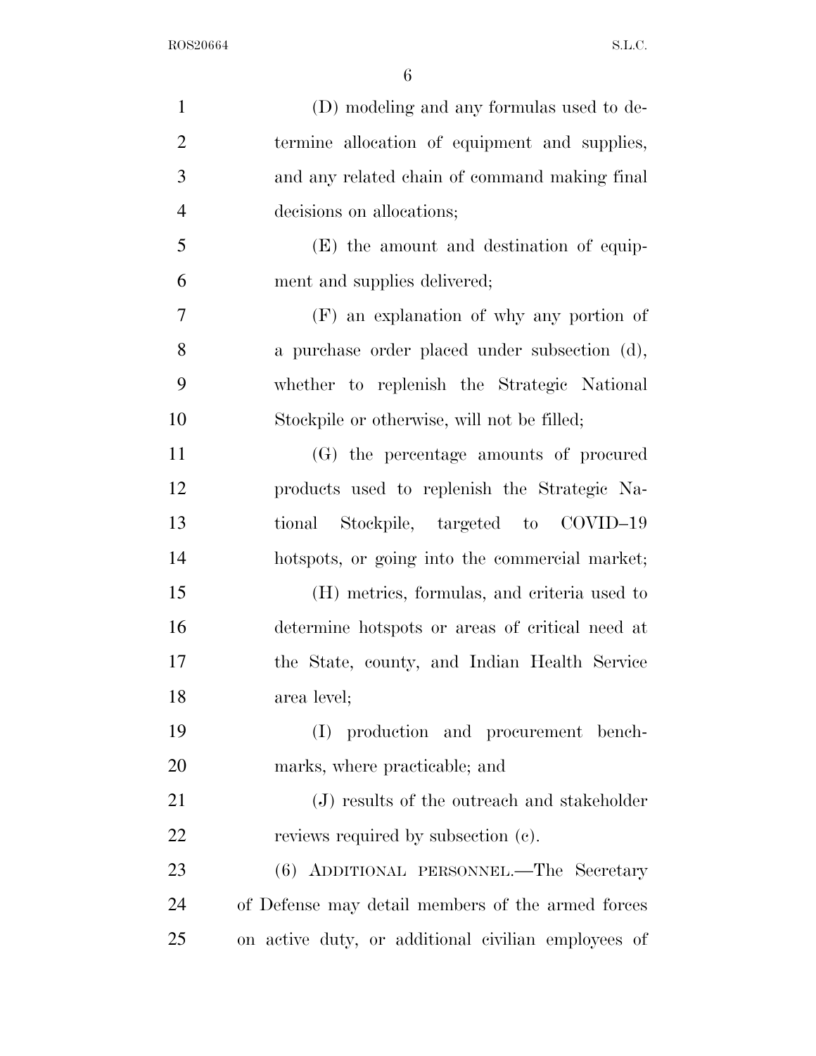(D) modeling and any formulas used to determine allocation of equipment and supplies, and any related chain of command making final decisions on allocations;

(E) the amount and destination of equipment and supplies delivered;

(F) an explanation of why any portion of a purchase order placed under subsection (d), whether to replenish the Strategic National Stockpile or otherwise, will not be filled;

(G) the percentage amounts of procured products used to replenish the Strategic National Stockpile, targeted to COVID–19 hotspots, or going into the commercial market;

(H) metrics, formulas, and criteria used to determine hotspots or areas of critical need at the State, county, and Indian Health Service area level;

(I) production and procurement benchmarks, where practicable; and

(J) results of the outreach and stakeholder reviews required by subsection (c).

(6) ADDITIONAL PERSONNEL.—The Secretary of Defense may detail members of the armed forces on active duty, or additional civilian employees of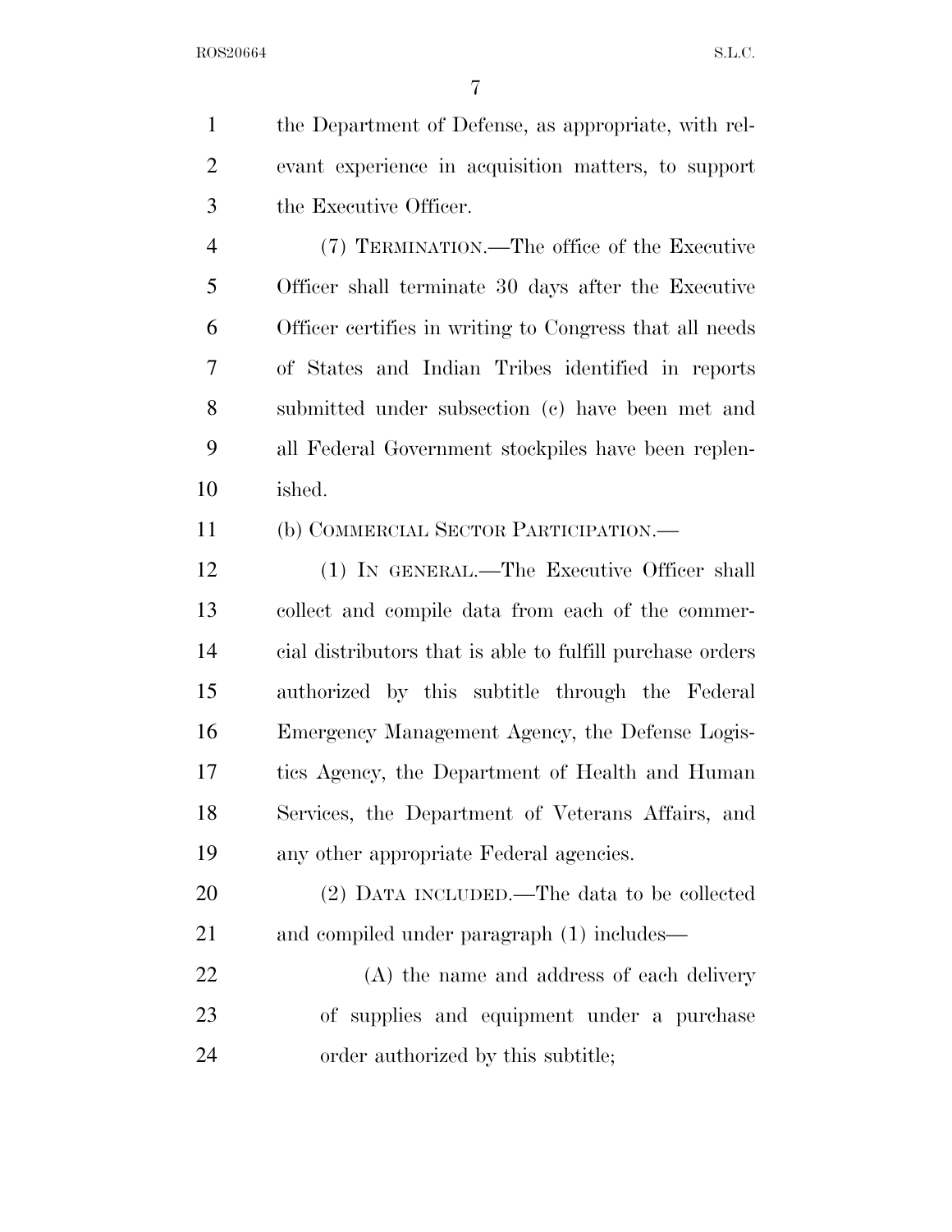the Department of Defense, as appropriate, with relevant experience in acquisition matters, to support the Executive Officer.

(7) TERMINATION.—The office of the Executive Officer shall terminate 30 days after the Executive Officer certifies in writing to Congress that all needs of States and Indian Tribes identified in reports submitted under subsection (c) have been met and all Federal Government stockpiles have been replenished.

(b) COMMERCIAL SECTOR PARTICIPATION.—

(1) IN GENERAL.—The Executive Officer shall collect and compile data from each of the commercial distributors that is able to fulfill purchase orders authorized by this subtitle through the Federal Emergency Management Agency, the Defense Logistics Agency, the Department of Health and Human Services, the Department of Veterans Affairs, and any other appropriate Federal agencies.

(2) DATA INCLUDED.—The data to be collected and compiled under paragraph (1) includes—

(A) the name and address of each delivery of supplies and equipment under a purchase order authorized by this subtitle;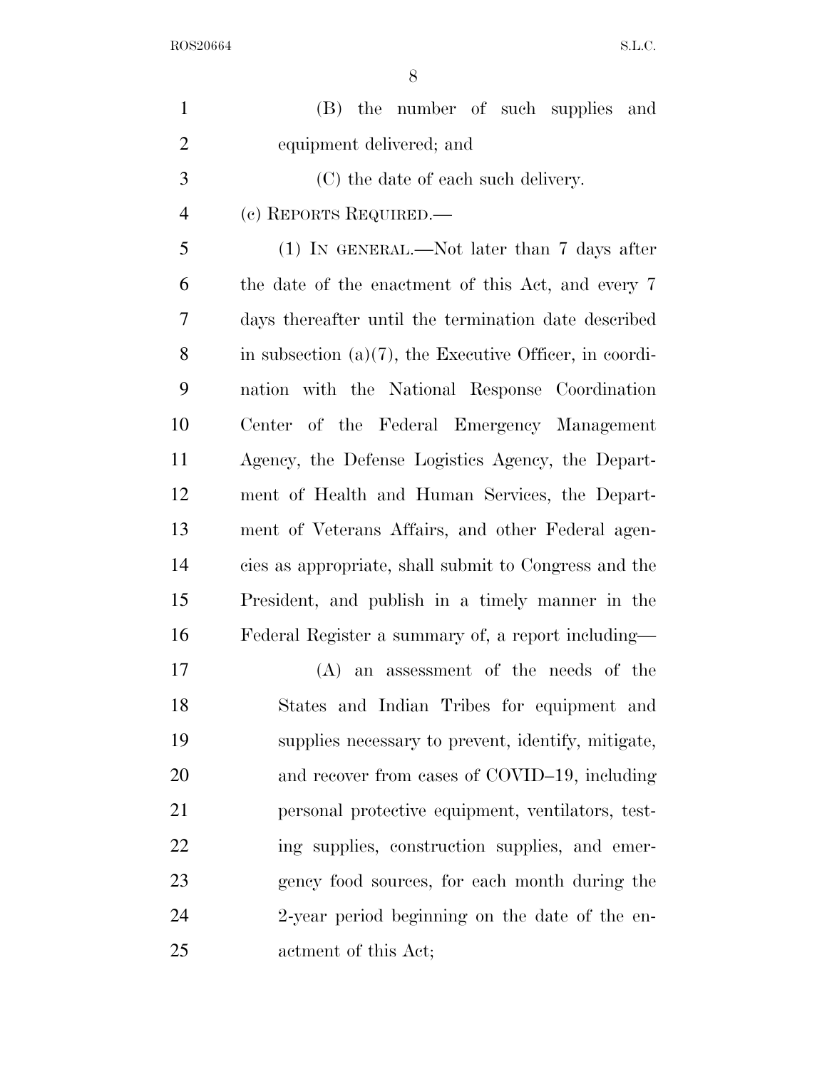(B) the number of such supplies and equipment delivered; and

(C) the date of each such delivery.

(c) REPORTS REQUIRED.—

(1) IN GENERAL.—Not later than 7 days after the date of the enactment of this Act, and every 7 days thereafter until the termination date described in subsection (a)(7), the Executive Officer, in coordination with the National Response Coordination Center of the Federal Emergency Management Agency, the Defense Logistics Agency, the Department of Health and Human Services, the Department of Veterans Affairs, and other Federal agencies as appropriate, shall submit to Congress and the President, and publish in a timely manner in the Federal Register a summary of, a report including—

(A) an assessment of the needs of the States and Indian Tribes for equipment and supplies necessary to prevent, identify, mitigate, and recover from cases of COVID–19, including personal protective equipment, ventilators, testing supplies, construction supplies, and emergency food sources, for each month during the 2-year period beginning on the date of the enactment of this Act;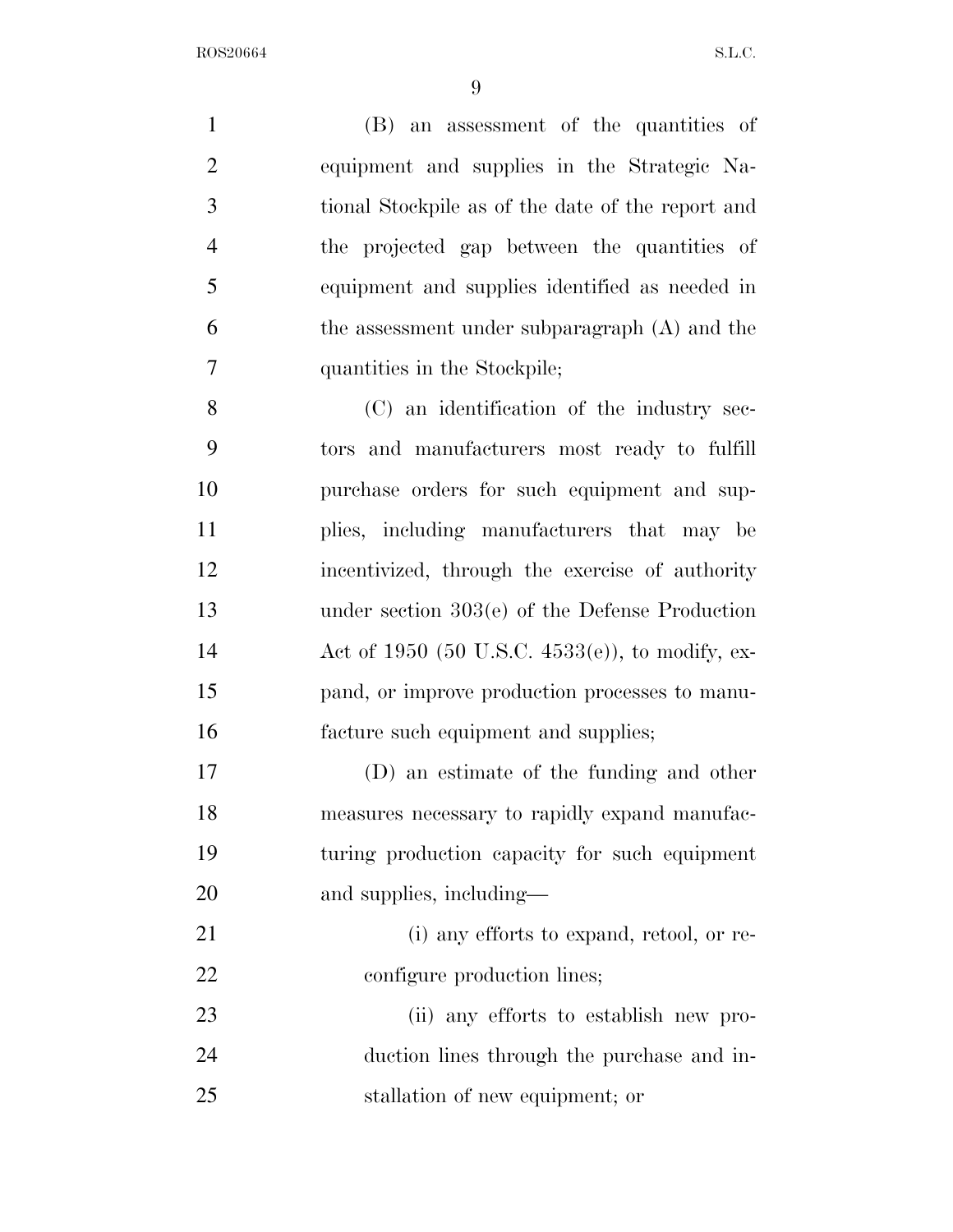(B) an assessment of the quantities of equipment and supplies in the Strategic National Stockpile as of the date of the report and the projected gap between the quantities of equipment and supplies identified as needed in the assessment under subparagraph (A) and the quantities in the Stockpile;

(C) an identification of the industry sectors and manufacturers most ready to fulfill purchase orders for such equipment and supplies, including manufacturers that may be incentivized, through the exercise of authority under section 303(e) of the Defense Production Act of 1950 (50 U.S.C. 4533(e)), to modify, expand, or improve production processes to manufacture such equipment and supplies;

(D) an estimate of the funding and other measures necessary to rapidly expand manufacturing production capacity for such equipment and supplies, including—

(i) any efforts to expand, retool, or reconfigure production lines;

(ii) any efforts to establish new production lines through the purchase and installation of new equipment; or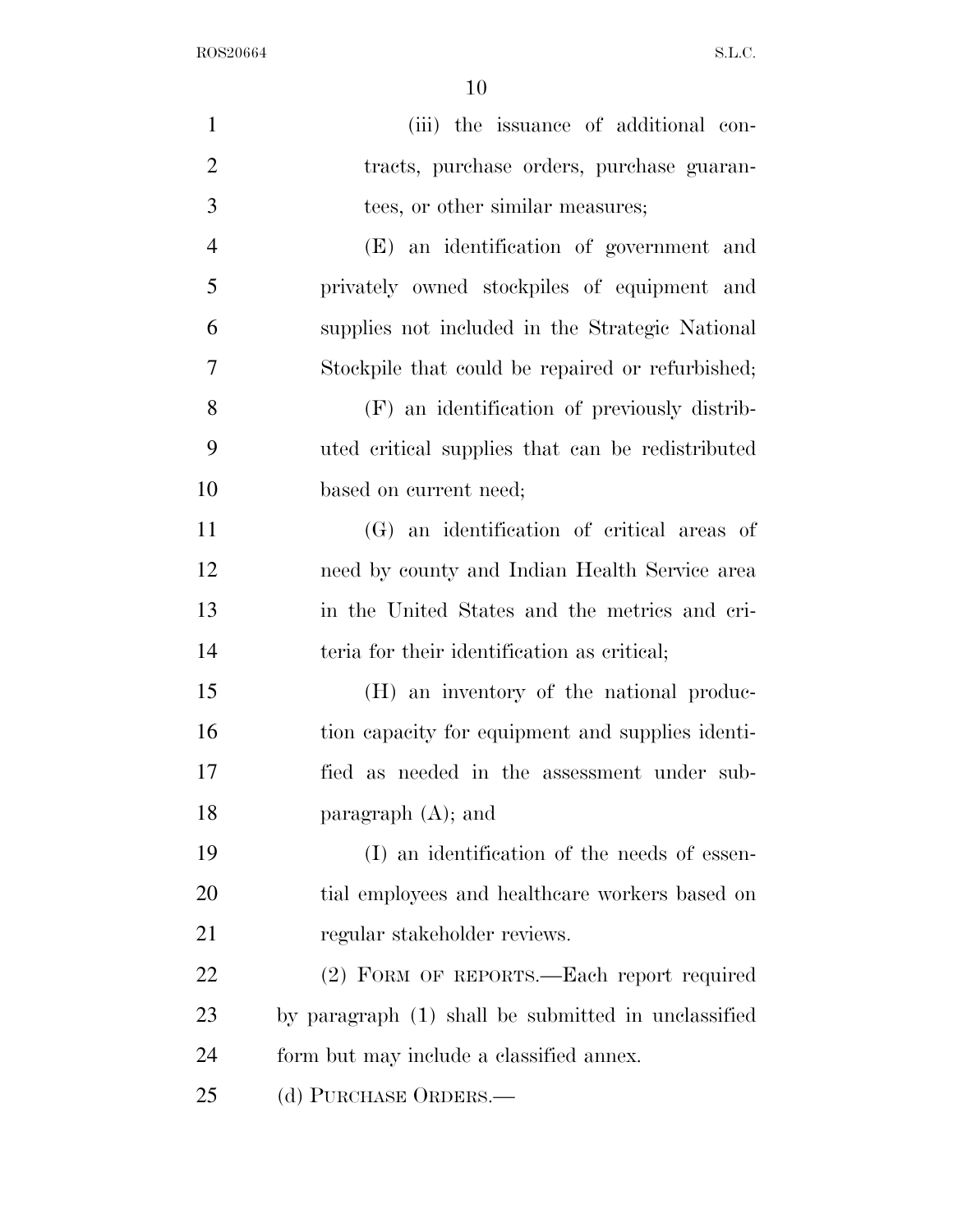(iii) the issuance of additional contracts, purchase orders, purchase guarantees, or other similar measures;

(E) an identification of government and privately owned stockpiles of equipment and supplies not included in the Strategic National Stockpile that could be repaired or refurbished;

(F) an identification of previously distributed critical supplies that can be redistributed based on current need;

(G) an identification of critical areas of need by county and Indian Health Service area in the United States and the metrics and criteria for their identification as critical;

(H) an inventory of the national production capacity for equipment and supplies identified as needed in the assessment under subparagraph (A); and

(I) an identification of the needs of essential employees and healthcare workers based on regular stakeholder reviews.

(2) FORM OF REPORTS.—Each report required by paragraph (1) shall be submitted in unclassified form but may include a classified annex.

(d) PURCHASE ORDERS.—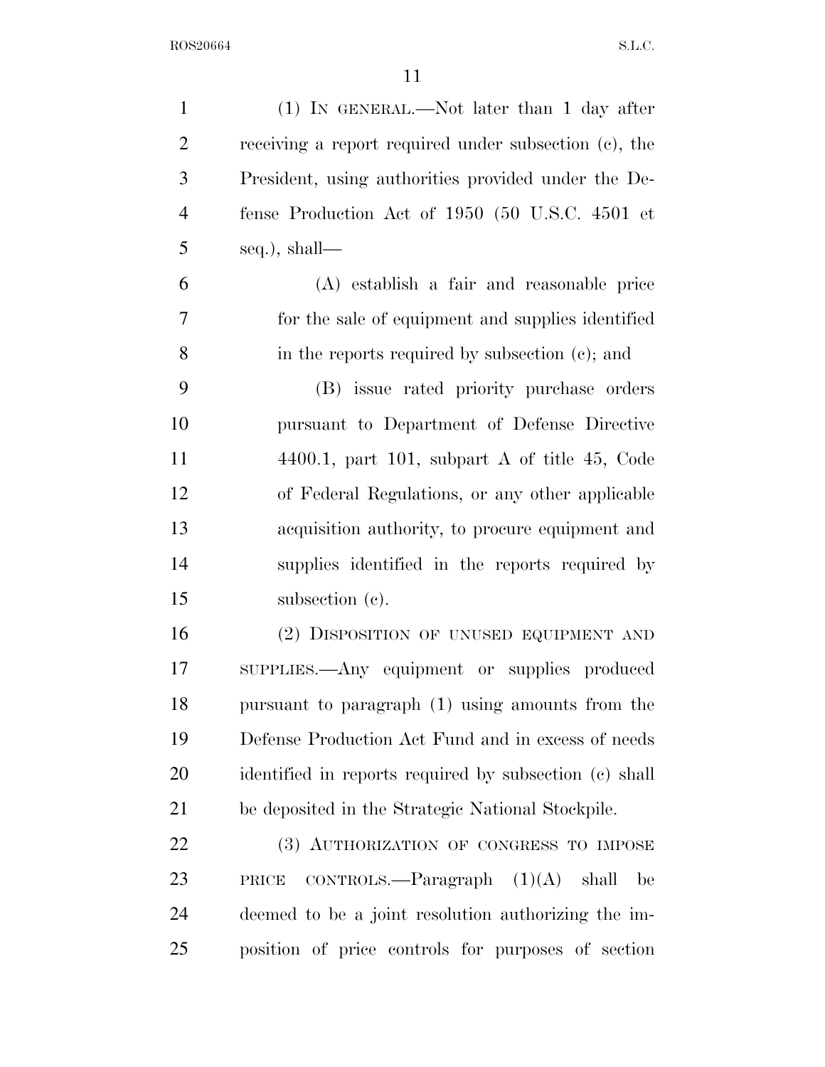(1) IN GENERAL.—Not later than 1 day after receiving a report required under subsection (c), the President, using authorities provided under the Defense Production Act of 1950 (50 U.S.C. 4501 et seq.), shall—

(A) establish a fair and reasonable price for the sale of equipment and supplies identified in the reports required by subsection (c); and

(B) issue rated priority purchase orders pursuant to Department of Defense Directive 4400.1, part 101, subpart A of title 45, Code of Federal Regulations, or any other applicable acquisition authority, to procure equipment and supplies identified in the reports required by subsection (c).

(2) DISPOSITION OF UNUSED EQUIPMENT AND SUPPLIES.—Any equipment or supplies produced pursuant to paragraph (1) using amounts from the Defense Production Act Fund and in excess of needs identified in reports required by subsection (c) shall be deposited in the Strategic National Stockpile.

(3) AUTHORIZATION OF CONGRESS TO IMPOSE PRICE CONTROLS.—Paragraph (1)(A) shall be deemed to be a joint resolution authorizing the imposition of price controls for purposes of section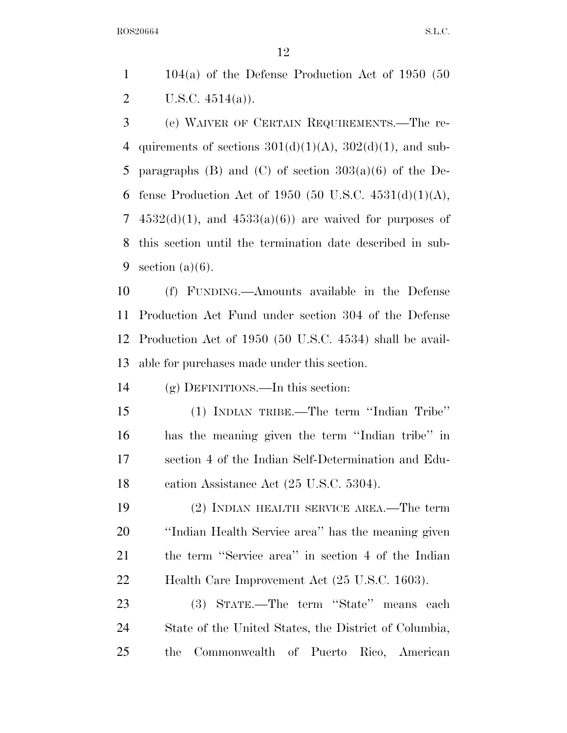104(a) of the Defense Production Act of 1950 (50 U.S.C. 4514(a)).

(e) WAIVER OF CERTAIN REQUIREMENTS.—The requirements of sections 301(d)(1)(A), 302(d)(1), and subparagraphs (B) and (C) of section 303(a)(6) of the Defense Production Act of 1950 (50 U.S.C. 4531(d)(1)(A), 4532(d)(1), and 4533(a)(6)) are waived for purposes of this section until the termination date described in subsection (a)(6).

(f) FUNDING.—Amounts available in the Defense Production Act Fund under section 304 of the Defense Production Act of 1950 (50 U.S.C. 4534) shall be available for purchases made under this section.

(g) DEFINITIONS.—In this section:

(1) INDIAN TRIBE.—The term ''Indian Tribe'' has the meaning given the term ''Indian tribe'' in section 4 of the Indian Self-Determination and Education Assistance Act (25 U.S.C. 5304).

(2) INDIAN HEALTH SERVICE AREA.—The term ''Indian Health Service area'' has the meaning given the term ''Service area'' in section 4 of the Indian Health Care Improvement Act (25 U.S.C. 1603).

(3) STATE.—The term ''State'' means each State of the United States, the District of Columbia, the Commonwealth of Puerto Rico, American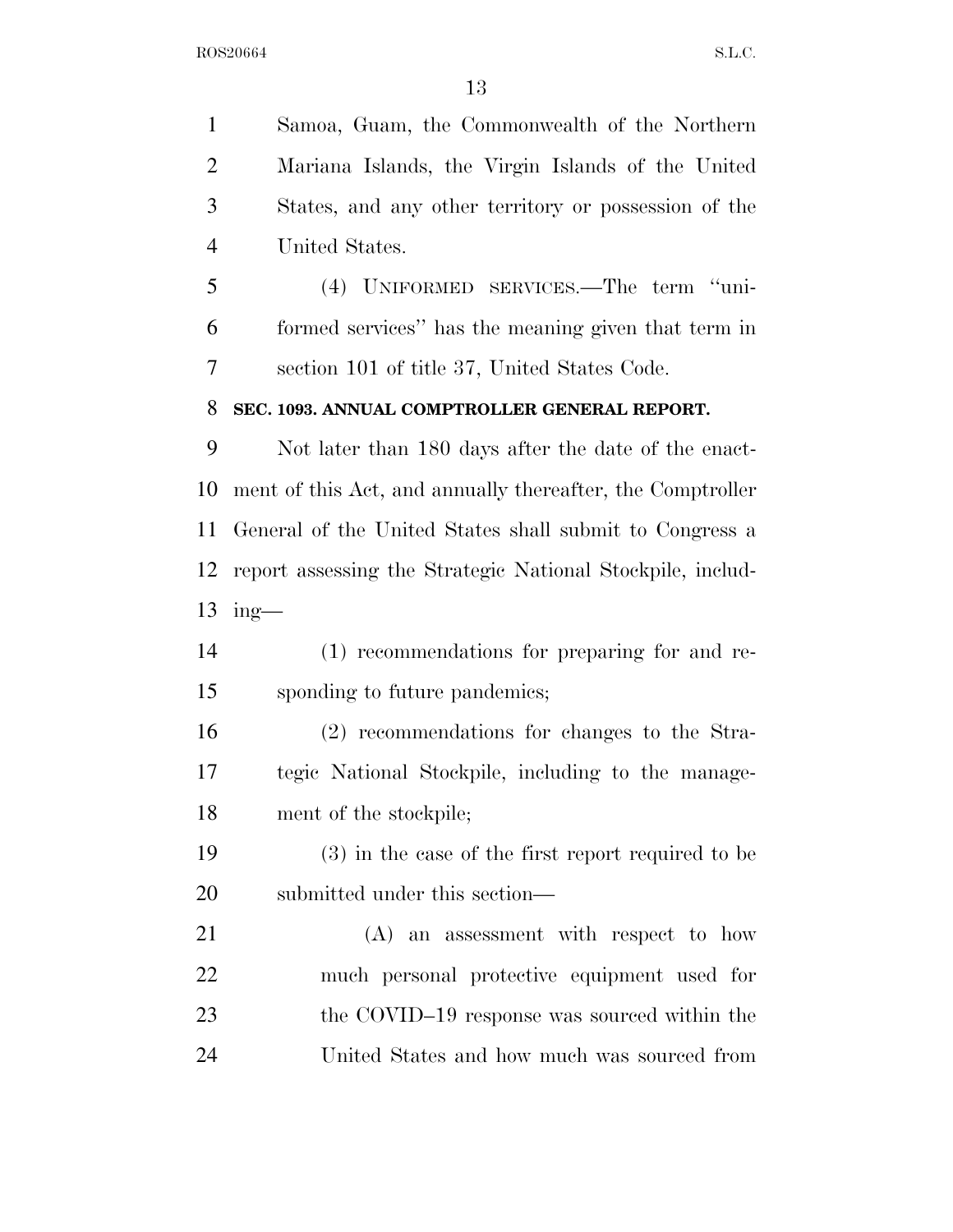Samoa, Guam, the Commonwealth of the Northern Mariana Islands, the Virgin Islands of the United States, and any other territory or possession of the United States.

(4) UNIFORMED SERVICES.—The term "uniformed services" has the meaning given that term in section 101 of title 37, United States Code.

**SEC. 1093. ANNUAL COMPTROLLER GENERAL REPORT.**

Not later than 180 days after the date of the enactment of this Act, and annually thereafter, the Comptroller General of the United States shall submit to Congress a report assessing the Strategic National Stockpile, including—

(1) recommendations for preparing for and responding to future pandemics;

(2) recommendations for changes to the Strategic National Stockpile, including to the management of the stockpile;

(3) in the case of the first report required to be submitted under this section—

(A) an assessment with respect to how much personal protective equipment used for the COVID–19 response was sourced within the United States and how much was sourced from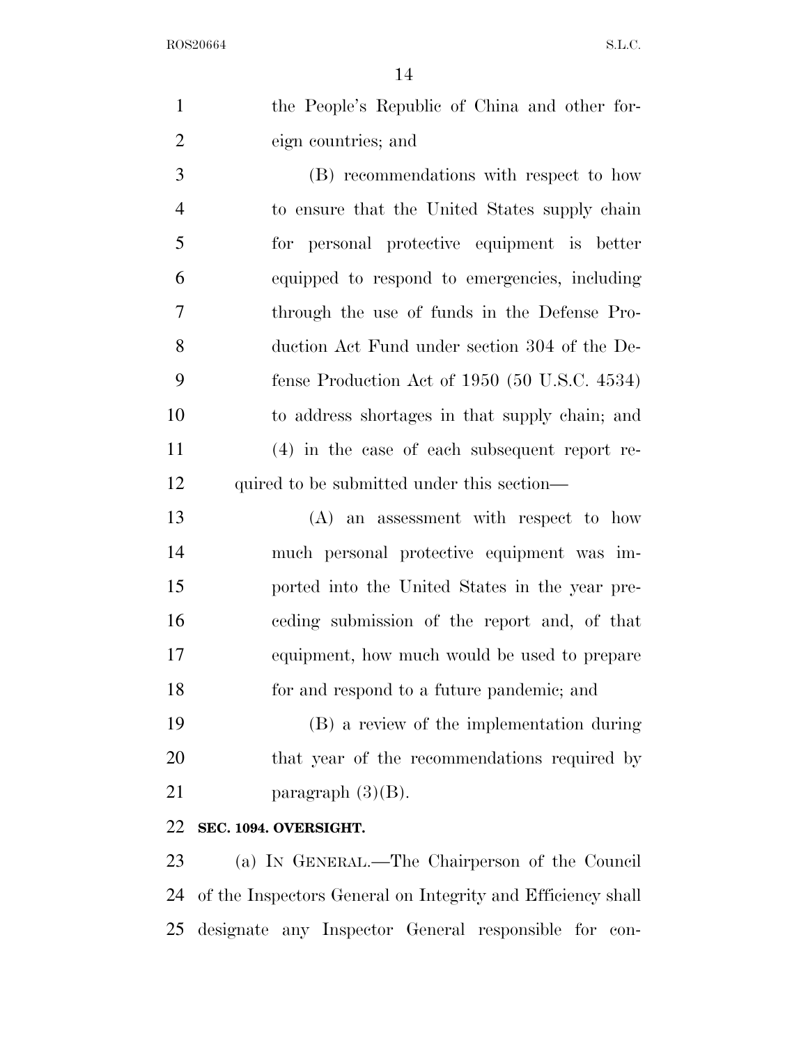the People's Republic of China and other foreign countries; and

(B) recommendations with respect to how to ensure that the United States supply chain for personal protective equipment is better equipped to respond to emergencies, including through the use of funds in the Defense Production Act Fund under section 304 of the Defense Production Act of 1950 (50 U.S.C. 4534) to address shortages in that supply chain; and

(4) in the case of each subsequent report required to be submitted under this section—

(A) an assessment with respect to how much personal protective equipment was imported into the United States in the year preceding submission of the report and, of that equipment, how much would be used to prepare for and respond to a future pandemic; and

(B) a review of the implementation during that year of the recommendations required by paragraph (3)(B).

**SEC. 1094. OVERSIGHT.**

(a) IN GENERAL.—The Chairperson of the Council of the Inspectors General on Integrity and Efficiency shall designate any Inspector General responsible for con-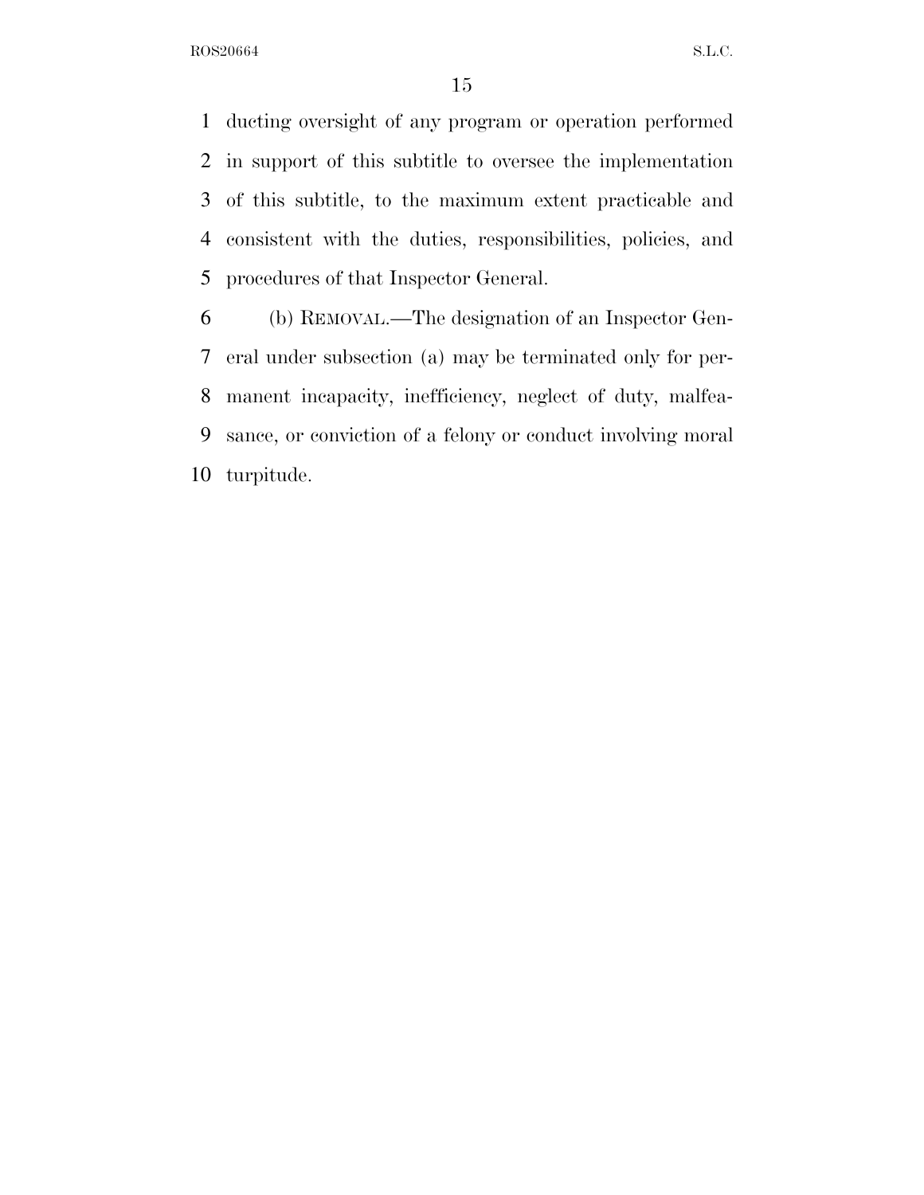ducting oversight of any program or operation performed in support of this subtitle to oversee the implementation of this subtitle, to the maximum extent practicable and consistent with the duties, responsibilities, policies, and procedures of that Inspector General.

(b) REMOVAL.—The designation of an Inspector General under subsection (a) may be terminated only for permanent incapacity, inefficiency, neglect of duty, malfeasance, or conviction of a felony or conduct involving moral turpitude.